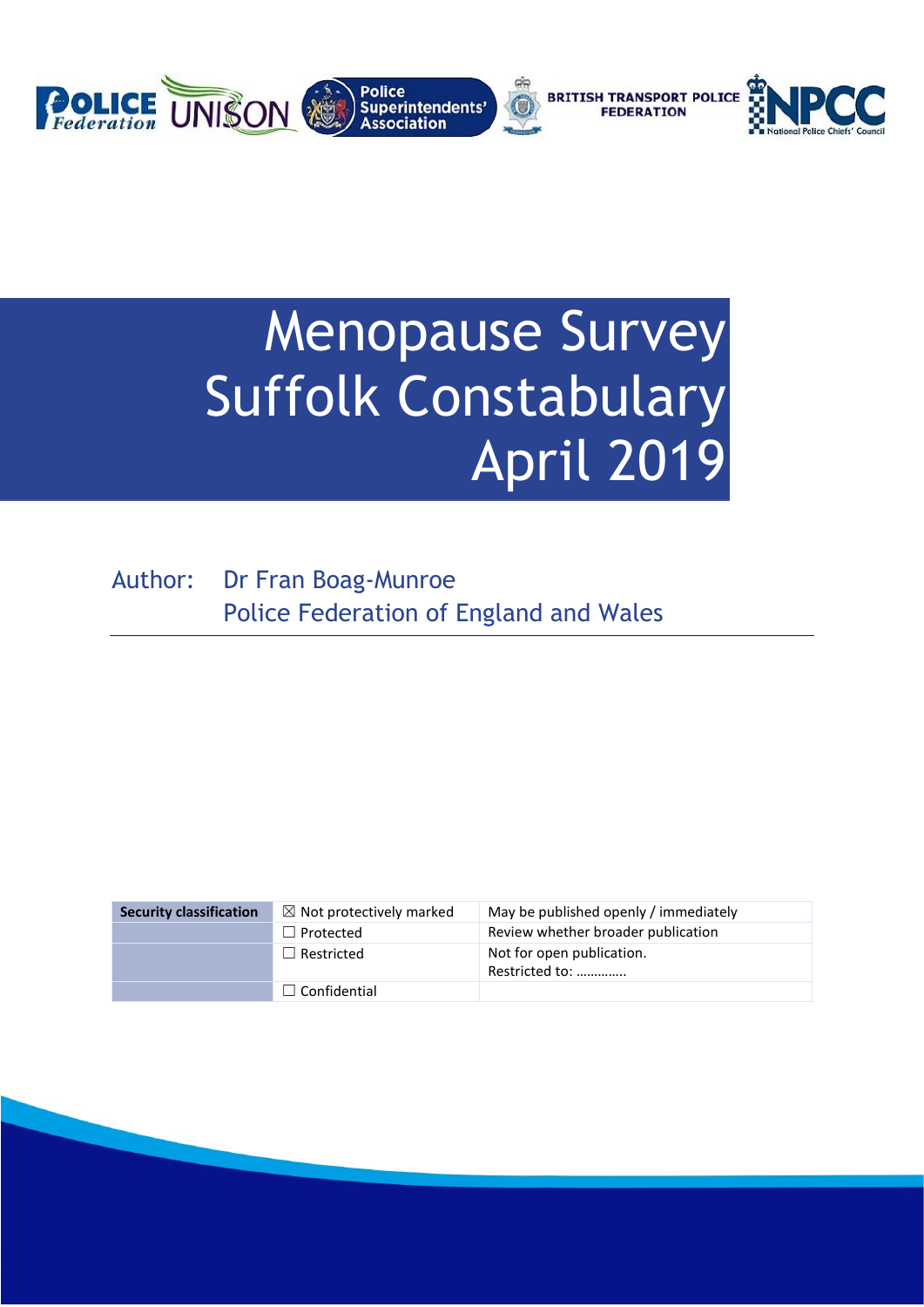# Menopause Survey Suffolk Constabulary April 2019

Author: Dr Fran Boag-Munroe
Police Federation of England and Wales

| Security classification | ☒ Not protectively marked | May be published openly / immediately |
| --- | --- | --- |
| | ☐ Protected | Review whether broader publication |
| | ☐ Restricted | Not for open publication. Restricted to: ………….. |
| | ☐ Confidential | |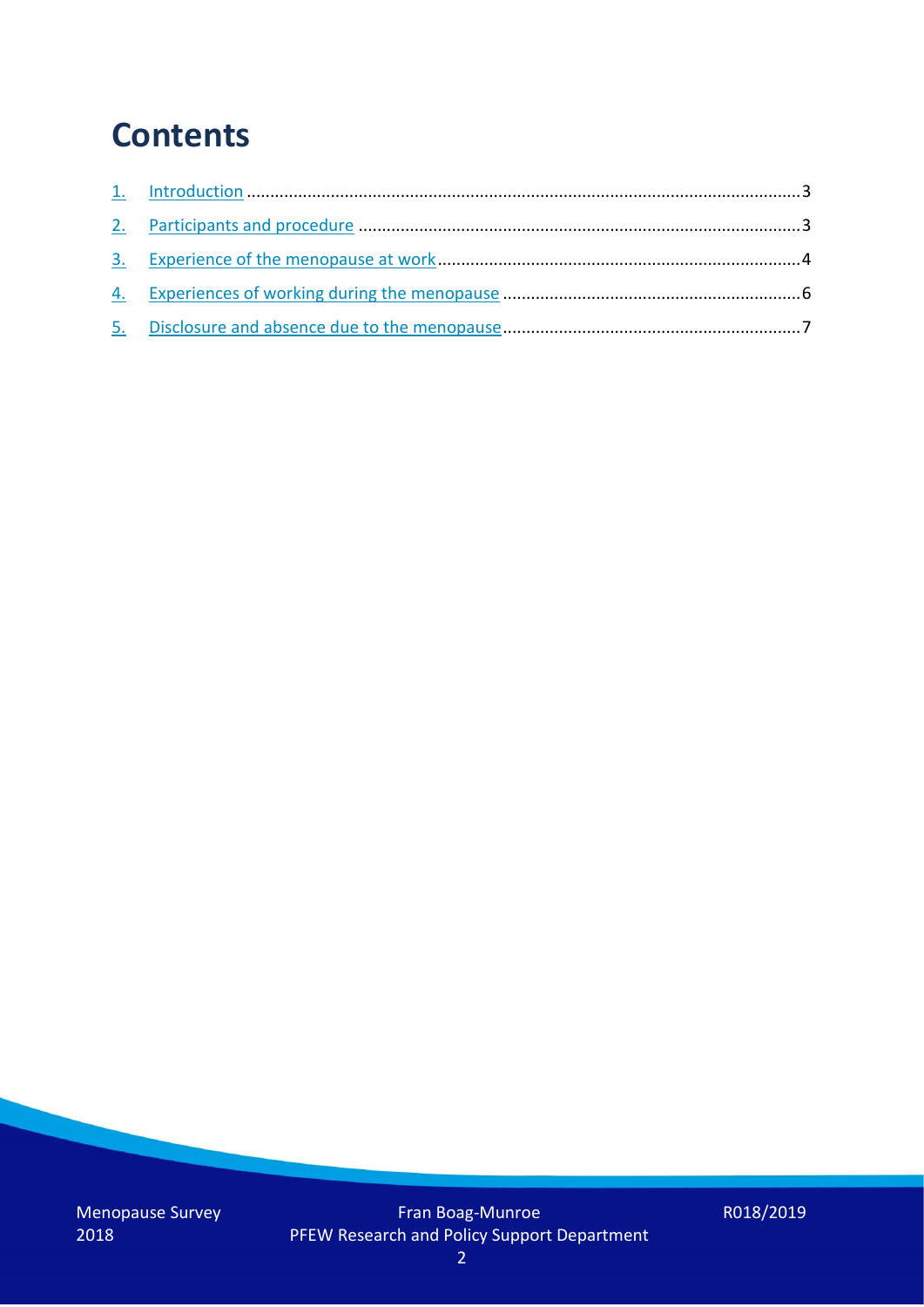# Contents

1. Introduction ........................................................................................................................3
2. Participants and procedure ...............................................................................................3
3. Experience of the menopause at work ..............................................................................4
4. Experiences of working during the menopause .................................................................6
5. Disclosure and absence due to the menopause.................................................................7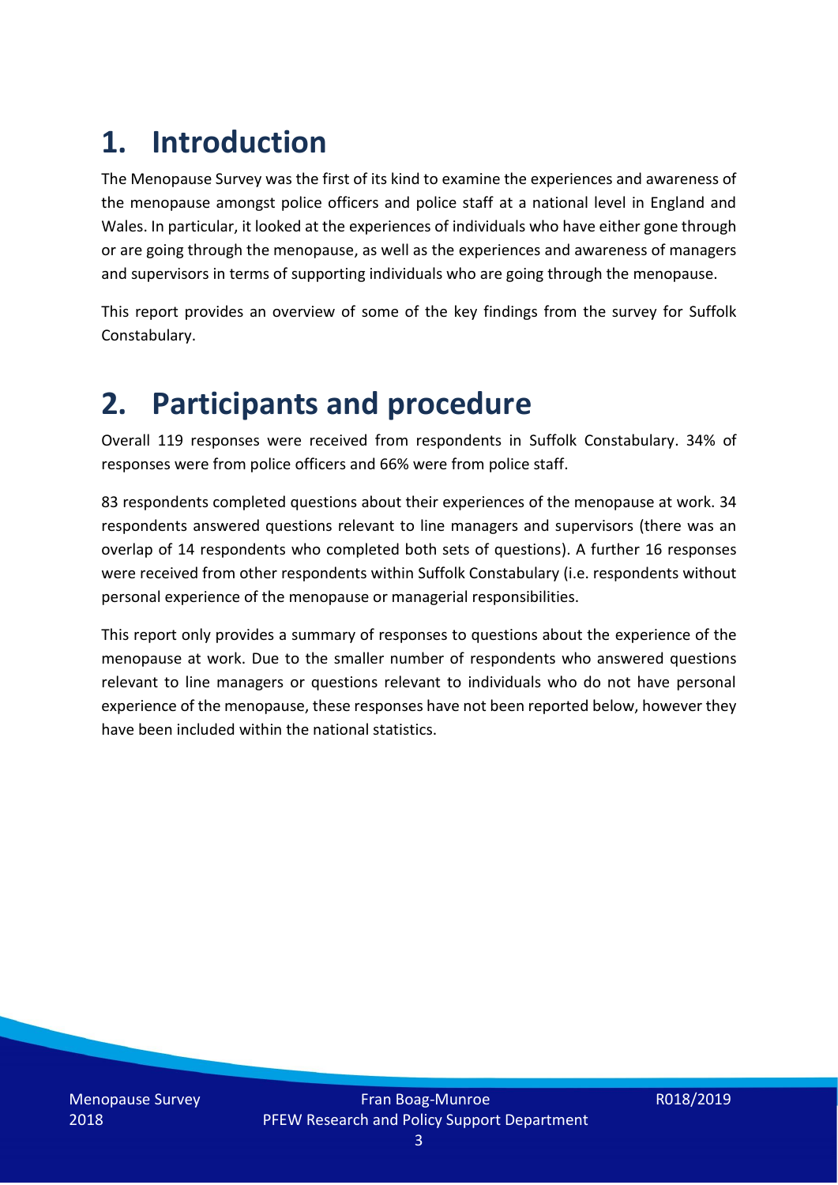# 1. Introduction

The Menopause Survey was the first of its kind to examine the experiences and awareness of the menopause amongst police officers and police staff at a national level in England and Wales. In particular, it looked at the experiences of individuals who have either gone through or are going through the menopause, as well as the experiences and awareness of managers and supervisors in terms of supporting individuals who are going through the menopause.

This report provides an overview of some of the key findings from the survey for Suffolk Constabulary.

# 2. Participants and procedure

Overall 119 responses were received from respondents in Suffolk Constabulary. 34% of responses were from police officers and 66% were from police staff.

83 respondents completed questions about their experiences of the menopause at work. 34 respondents answered questions relevant to line managers and supervisors (there was an overlap of 14 respondents who completed both sets of questions). A further 16 responses were received from other respondents within Suffolk Constabulary (i.e. respondents without personal experience of the menopause or managerial responsibilities.

This report only provides a summary of responses to questions about the experience of the menopause at work. Due to the smaller number of respondents who answered questions relevant to line managers or questions relevant to individuals who do not have personal experience of the menopause, these responses have not been reported below, however they have been included within the national statistics.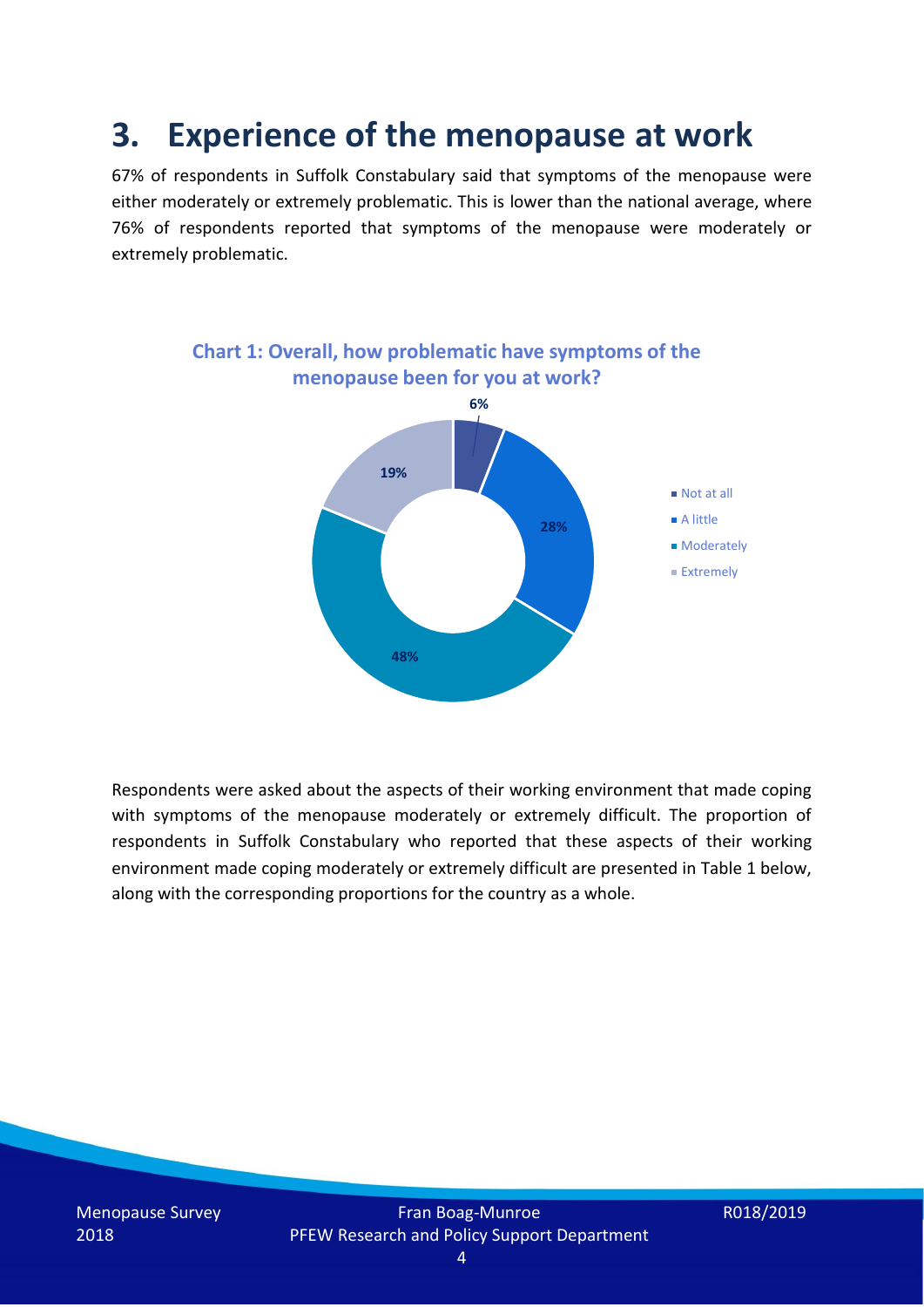# 3. Experience of the menopause at work

67% of respondents in Suffolk Constabulary said that symptoms of the menopause were either moderately or extremely problematic. This is lower than the national average, where 76% of respondents reported that symptoms of the menopause were moderately or extremely problematic.

**Chart 1: Overall, how problematic have symptoms of the menopause been for you at work?**

| Response | Percentage |
| --- | --- |
| Not at all | 6% |
| A little | 28% |
| Moderately | 48% |
| Extremely | 19% |

Respondents were asked about the aspects of their working environment that made coping with symptoms of the menopause moderately or extremely difficult. The proportion of respondents in Suffolk Constabulary who reported that these aspects of their working environment made coping moderately or extremely difficult are presented in Table 1 below, along with the corresponding proportions for the country as a whole.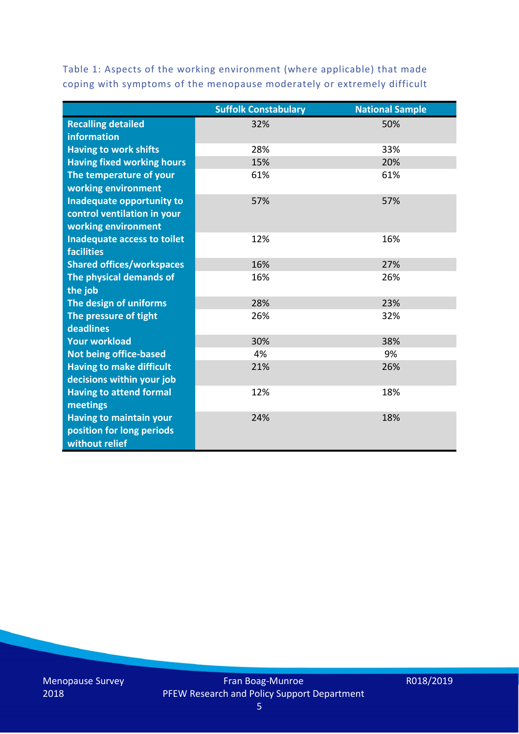Table 1: Aspects of the working environment (where applicable) that made coping with symptoms of the menopause moderately or extremely difficult

| | Suffolk Constabulary | National Sample |
|---|---|---|
| **Recalling detailed information** | 32% | 50% |
| **Having to work shifts** | 28% | 33% |
| **Having fixed working hours** | 15% | 20% |
| **The temperature of your working environment** | 61% | 61% |
| **Inadequate opportunity to control ventilation in your working environment** | 57% | 57% |
| **Inadequate access to toilet facilities** | 12% | 16% |
| **Shared offices/workspaces** | 16% | 27% |
| **The physical demands of the job** | 16% | 26% |
| **The design of uniforms** | 28% | 23% |
| **The pressure of tight deadlines** | 26% | 32% |
| **Your workload** | 30% | 38% |
| **Not being office-based** | 4% | 9% |
| **Having to make difficult decisions within your job** | 21% | 26% |
| **Having to attend formal meetings** | 12% | 18% |
| **Having to maintain your position for long periods without relief** | 24% | 18% |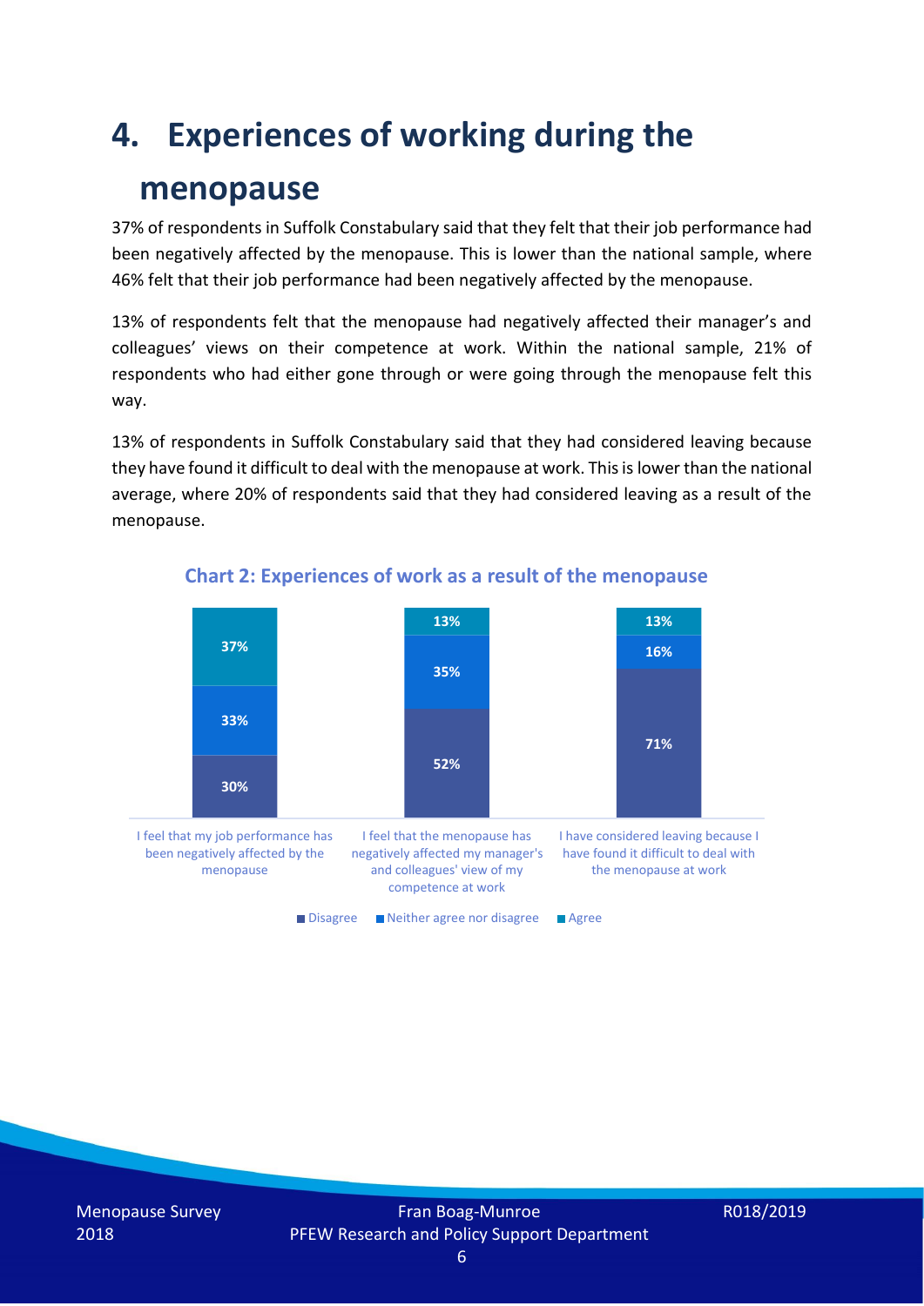# 4. Experiences of working during the menopause

37% of respondents in Suffolk Constabulary said that they felt that their job performance had been negatively affected by the menopause. This is lower than the national sample, where 46% felt that their job performance had been negatively affected by the menopause.

13% of respondents felt that the menopause had negatively affected their manager's and colleagues' views on their competence at work. Within the national sample, 21% of respondents who had either gone through or were going through the menopause felt this way.

13% of respondents in Suffolk Constabulary said that they had considered leaving because they have found it difficult to deal with the menopause at work. This is lower than the national average, where 20% of respondents said that they had considered leaving as a result of the menopause.

**Chart 2: Experiences of work as a result of the menopause**

| | Disagree | Neither agree nor disagree | Agree |
|---|---|---|---|
| I feel that my job performance has been negatively affected by the menopause | 30% | 33% | 37% |
| I feel that the menopause has negatively affected my manager's and colleagues' view of my competence at work | 52% | 35% | 13% |
| I have considered leaving because I have found it difficult to deal with the menopause at work | 71% | 16% | 13% |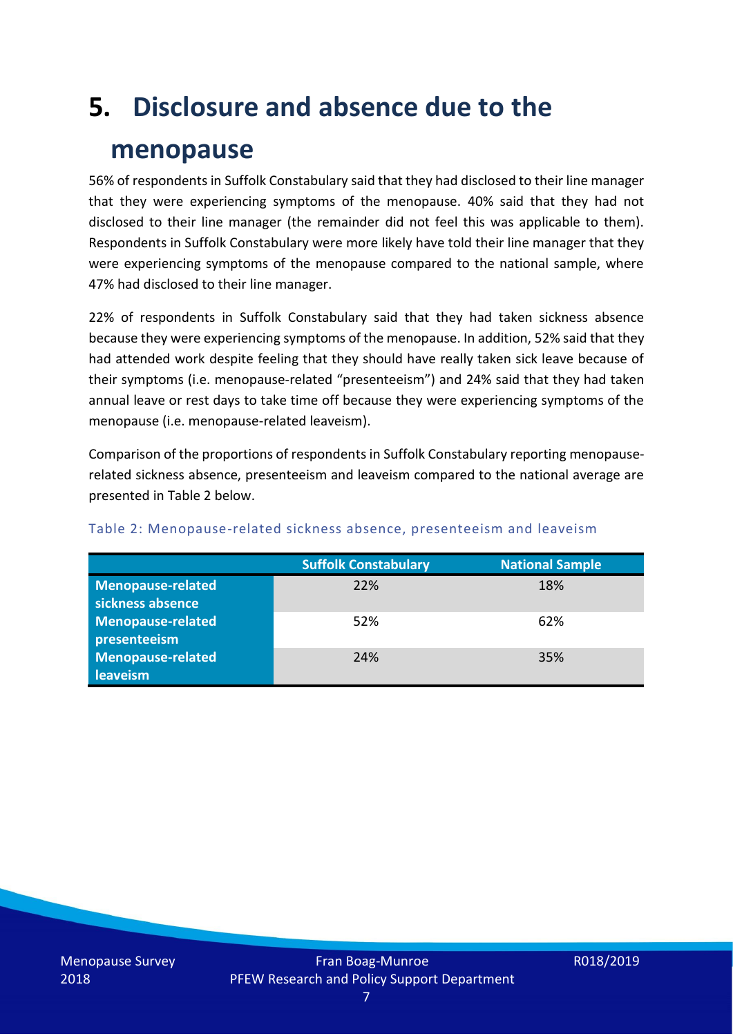# 5. Disclosure and absence due to the menopause

56% of respondents in Suffolk Constabulary said that they had disclosed to their line manager that they were experiencing symptoms of the menopause. 40% said that they had not disclosed to their line manager (the remainder did not feel this was applicable to them). Respondents in Suffolk Constabulary were more likely have told their line manager that they were experiencing symptoms of the menopause compared to the national sample, where 47% had disclosed to their line manager.

22% of respondents in Suffolk Constabulary said that they had taken sickness absence because they were experiencing symptoms of the menopause. In addition, 52% said that they had attended work despite feeling that they should have really taken sick leave because of their symptoms (i.e. menopause-related "presenteeism") and 24% said that they had taken annual leave or rest days to take time off because they were experiencing symptoms of the menopause (i.e. menopause-related leaveism).

Comparison of the proportions of respondents in Suffolk Constabulary reporting menopause-related sickness absence, presenteeism and leaveism compared to the national average are presented in Table 2 below.

Table 2: Menopause-related sickness absence, presenteeism and leaveism

| | Suffolk Constabulary | National Sample |
|---|---|---|
| **Menopause-related sickness absence** | 22% | 18% |
| **Menopause-related presenteeism** | 52% | 62% |
| **Menopause-related leaveism** | 24% | 35% |